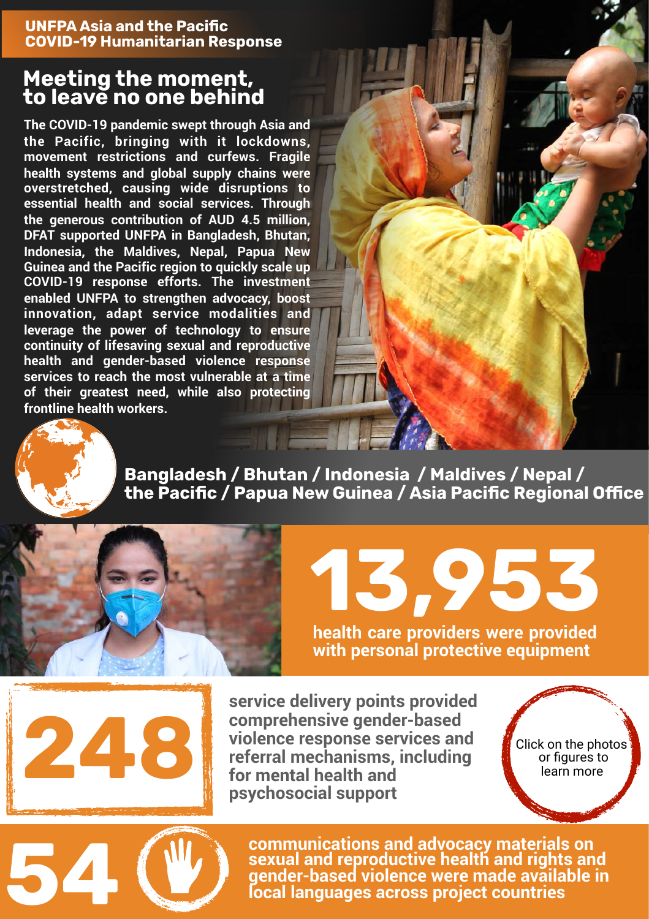**UNFPA Asia and the Pacific COVID-19 Humanitarian Response**

# Meeting the moment, to leave no one behind

**The COVID-19 pandemic swept through Asia and the Pacific, bringing with it lockdowns, movement restrictions and curfews. Fragile health systems and global supply chains were overstretched, causing wide disruptions to essential health and social services. Through the generous contribution of AUD 4.5 million, DFAT supported UNFPA in Bangladesh, Bhutan, Indonesia, the Maldives, Nepal, Papua New Guinea and the Pacific region to quickly scale up COVID-19 response efforts. The investment enabled UNFPA to strengthen advocacy, boost innovation, adapt service modalities and leverage the power of technology to ensure continuity of lifesaving sexual and reproductive health and gender-based violence response services to reach the most vulnerable at a time of their greatest need, while also protecting frontline health workers.**

**Bangladesh / Bhutan / Indonesia / Maldives / Nepal / the Pacific / Papua New Guinea / Asia Pacific Regional Office**

## 13,953

**health care providers were provided with personal protective equipment**

## 248

**service delivery points provided comprehensive gender-based violence response services and referral mechanisms, including for mental health and psychosocial support**

Click on the photos or figures to learn more

## 54

**communications and advocacy materials on sexual and reproductive health and rights and gender-based violence were made available in local languages across project countries**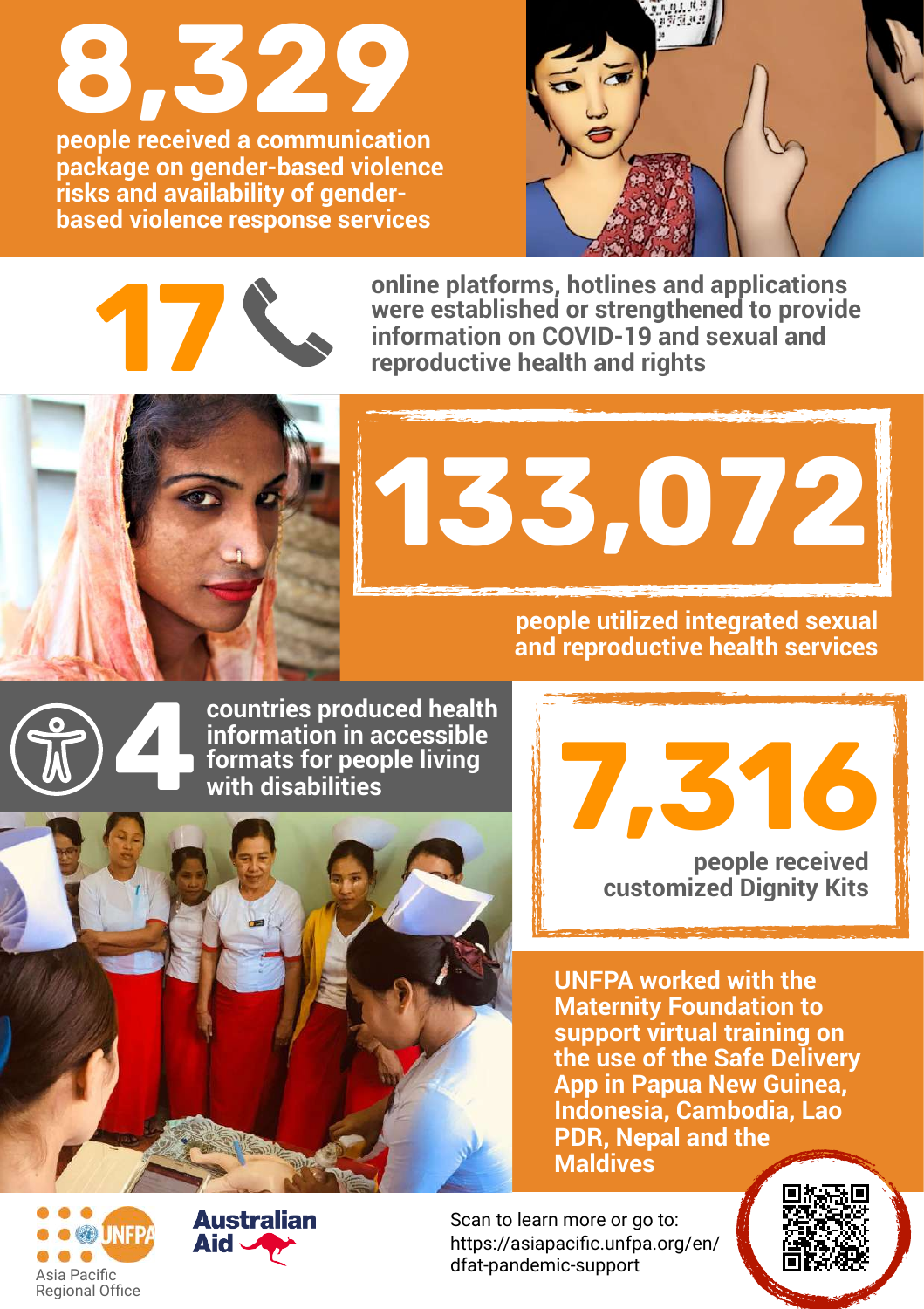# 8,329

**people received a communication package on gender-based violence risks and availability of gender-based violence response services**

# 17

**online platforms, hotlines and applications were established or strengthened to provide information on COVID-19 and sexual and reproductive health and rights**

# 133,072

**people utilized integrated sexual and reproductive health services**

# 4

**countries produced health information in accessible formats for people living with disabilities**

# 7,316

**people received customized Dignity Kits**

**UNFPA worked with the Maternity Foundation to support virtual training on the use of the Safe Delivery App in Papua New Guinea, Indonesia, Cambodia, Lao PDR, Nepal and the Maldives**

UNFPA Asia Pacific Regional Office

Australian Aid

Scan to learn more or go to: https://asiapacific.unfpa.org/en/dfat-pandemic-support